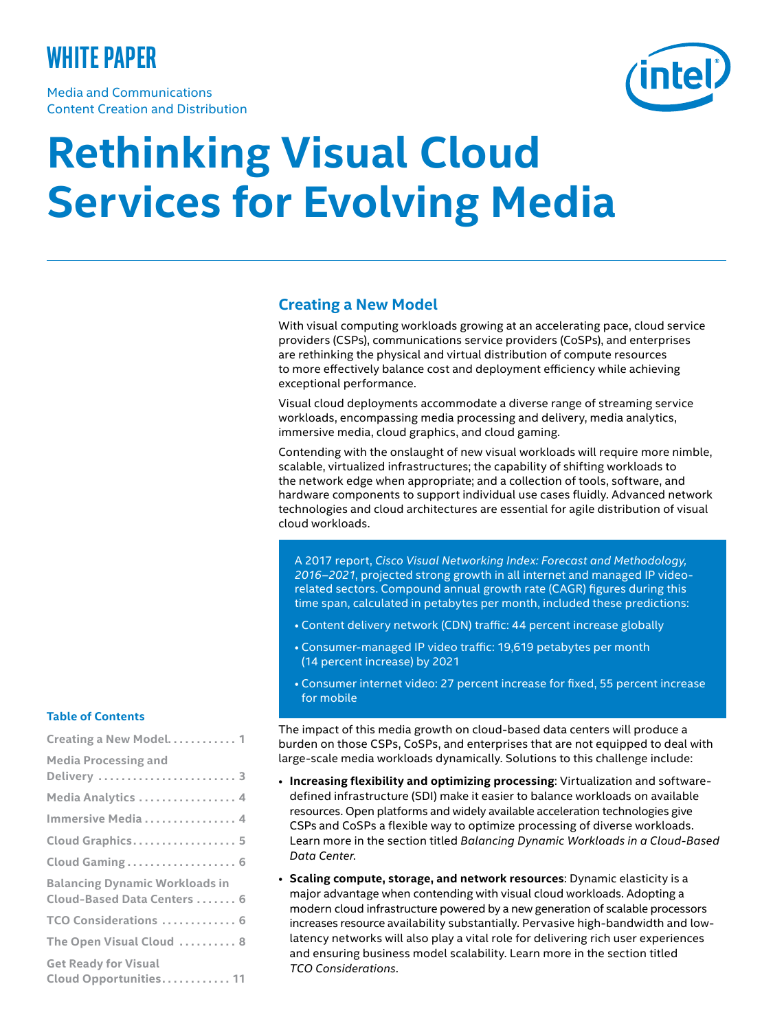WHITE PAPER

Media and Communications
Content Creation and Distribution

# Rethinking Visual Cloud Services for Evolving Media

## Creating a New Model

With visual computing workloads growing at an accelerating pace, cloud service providers (CSPs), communications service providers (CoSPs), and enterprises are rethinking the physical and virtual distribution of compute resources to more effectively balance cost and deployment efficiency while achieving exceptional performance.

Visual cloud deployments accommodate a diverse range of streaming service workloads, encompassing media processing and delivery, media analytics, immersive media, cloud graphics, and cloud gaming.

Contending with the onslaught of new visual workloads will require more nimble, scalable, virtualized infrastructures; the capability of shifting workloads to the network edge when appropriate; and a collection of tools, software, and hardware components to support individual use cases fluidly. Advanced network technologies and cloud architectures are essential for agile distribution of visual cloud workloads.

A 2017 report, *Cisco Visual Networking Index: Forecast and Methodology, 2016–2021*, projected strong growth in all internet and managed IP video-related sectors. Compound annual growth rate (CAGR) figures during this time span, calculated in petabytes per month, included these predictions:

- Content delivery network (CDN) traffic: 44 percent increase globally
- Consumer-managed IP video traffic: 19,619 petabytes per month (14 percent increase) by 2021
- Consumer internet video: 27 percent increase for fixed, 55 percent increase for mobile

The impact of this media growth on cloud-based data centers will produce a burden on those CSPs, CoSPs, and enterprises that are not equipped to deal with large-scale media workloads dynamically. Solutions to this challenge include:

- **Increasing flexibility and optimizing processing**: Virtualization and software-defined infrastructure (SDI) make it easier to balance workloads on available resources. Open platforms and widely available acceleration technologies give CSPs and CoSPs a flexible way to optimize processing of diverse workloads. Learn more in the section titled *Balancing Dynamic Workloads in a Cloud-Based Data Center.*
- **Scaling compute, storage, and network resources**: Dynamic elasticity is a major advantage when contending with visual cloud workloads. Adopting a modern cloud infrastructure powered by a new generation of scalable processors increases resource availability substantially. Pervasive high-bandwidth and low-latency networks will also play a vital role for delivering rich user experiences and ensuring business model scalability. Learn more in the section titled *TCO Considerations*.

**Table of Contents**

- Creating a New Model . . . . . . . . . . . 1
- Media Processing and Delivery . . . . . . . . . . . . . . . . . . . . . . . 3
- Media Analytics . . . . . . . . . . . . . . . . . 4
- Immersive Media . . . . . . . . . . . . . . . . 4
- Cloud Graphics . . . . . . . . . . . . . . . . . . 5
- Cloud Gaming . . . . . . . . . . . . . . . . . . . 6
- Balancing Dynamic Workloads in Cloud-Based Data Centers . . . . . . . 6
- TCO Considerations . . . . . . . . . . . . . 6
- The Open Visual Cloud . . . . . . . . . . 8
- Get Ready for Visual Cloud Opportunities . . . . . . . . . . . . 11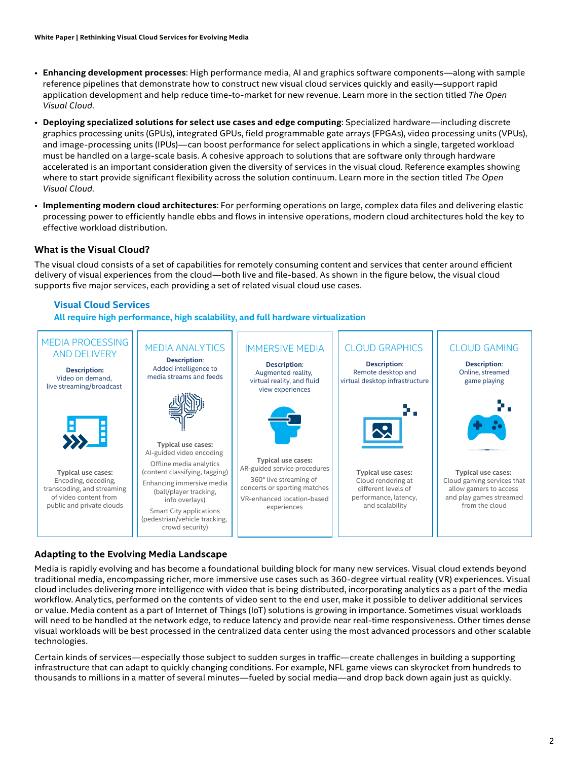- **Enhancing development processes**: High performance media, AI and graphics software components—along with sample reference pipelines that demonstrate how to construct new visual cloud services quickly and easily—support rapid application development and help reduce time-to-market for new revenue. Learn more in the section titled *The Open Visual Cloud*.
- **Deploying specialized solutions for select use cases and edge computing**: Specialized hardware—including discrete graphics processing units (GPUs), integrated GPUs, field programmable gate arrays (FPGAs), video processing units (VPUs), and image-processing units (IPUs)—can boost performance for select applications in which a single, targeted workload must be handled on a large-scale basis. A cohesive approach to solutions that are software only through hardware accelerated is an important consideration given the diversity of services in the visual cloud. Reference examples showing where to start provide significant flexibility across the solution continuum. Learn more in the section titled *The Open Visual Cloud*.
- **Implementing modern cloud architectures**: For performing operations on large, complex data files and delivering elastic processing power to efficiently handle ebbs and flows in intensive operations, modern cloud architectures hold the key to effective workload distribution.

### What is the Visual Cloud?

The visual cloud consists of a set of capabilities for remotely consuming content and services that center around efficient delivery of visual experiences from the cloud—both live and file-based. As shown in the figure below, the visual cloud supports five major services, each providing a set of related visual cloud use cases.

**Visual Cloud Services**

**All require high performance, high scalability, and full hardware virtualization**

| MEDIA PROCESSING AND DELIVERY | MEDIA ANALYTICS | IMMERSIVE MEDIA | CLOUD GRAPHICS | CLOUD GAMING |
|---|---|---|---|---|
| **Description:** Video on demand, live streaming/broadcast | **Description:** Added intelligence to media streams and feeds | **Description:** Augmented reality, virtual reality, and fluid view experiences | **Description:** Remote desktop and virtual desktop infrastructure | **Description:** Online, streamed game playing |
| **Typical use cases:** Encoding, decoding, transcoding, and streaming of video content from public and private clouds | **Typical use cases:** AI-guided video encoding; Offline media analytics (content classifying, tagging); Enhancing immersive media (ball/player tracking, info overlays); Smart City applications (pedestrian/vehicle tracking, crowd security) | **Typical use cases:** AR-guided service procedures; 360° live streaming of concerts or sporting matches; VR-enhanced location-based experiences | **Typical use cases:** Cloud rendering at different levels of performance, latency, and scalability | **Typical use cases:** Cloud gaming services that allow gamers to access and play games streamed from the cloud |

### Adapting to the Evolving Media Landscape

Media is rapidly evolving and has become a foundational building block for many new services. Visual cloud extends beyond traditional media, encompassing richer, more immersive use cases such as 360-degree virtual reality (VR) experiences. Visual cloud includes delivering more intelligence with video that is being distributed, incorporating analytics as a part of the media workflow. Analytics, performed on the contents of video sent to the end user, make it possible to deliver additional services or value. Media content as a part of Internet of Things (IoT) solutions is growing in importance. Sometimes visual workloads will need to be handled at the network edge, to reduce latency and provide near real-time responsiveness. Other times dense visual workloads will be best processed in the centralized data center using the most advanced processors and other scalable technologies.

Certain kinds of services—especially those subject to sudden surges in traffic—create challenges in building a supporting infrastructure that can adapt to quickly changing conditions. For example, NFL game views can skyrocket from hundreds to thousands to millions in a matter of several minutes—fueled by social media—and drop back down again just as quickly.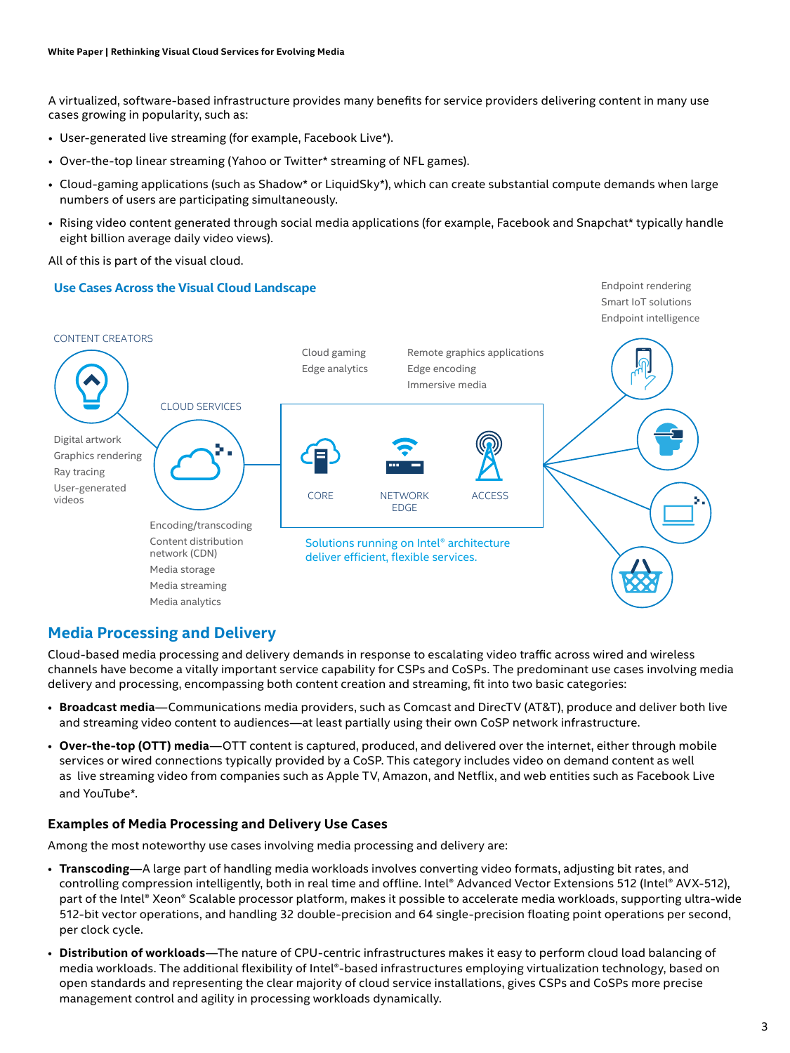A virtualized, software-based infrastructure provides many benefits for service providers delivering content in many use cases growing in popularity, such as:

- User-generated live streaming (for example, Facebook Live*).
- Over-the-top linear streaming (Yahoo or Twitter* streaming of NFL games).
- Cloud-gaming applications (such as Shadow* or LiquidSky*), which can create substantial compute demands when large numbers of users are participating simultaneously.
- Rising video content generated through social media applications (for example, Facebook and Snapchat* typically handle eight billion average daily video views).

All of this is part of the visual cloud.

**Use Cases Across the Visual Cloud Landscape**

CONTENT CREATORS

Digital artwork
Graphics rendering
Ray tracing
User-generated videos

CLOUD SERVICES

Encoding/transcoding
Content distribution network (CDN)
Media storage
Media streaming
Media analytics

Cloud gaming
Edge analytics

Remote graphics applications
Edge encoding
Immersive media

CORE | NETWORK EDGE | ACCESS

Solutions running on Intel® architecture deliver efficient, flexible services.

Endpoint rendering
Smart IoT solutions
Endpoint intelligence

## Media Processing and Delivery

Cloud-based media processing and delivery demands in response to escalating video traffic across wired and wireless channels have become a vitally important service capability for CSPs and CoSPs. The predominant use cases involving media delivery and processing, encompassing both content creation and streaming, fit into two basic categories:

- **Broadcast media**—Communications media providers, such as Comcast and DirecTV (AT&T), produce and deliver both live and streaming video content to audiences—at least partially using their own CoSP network infrastructure.
- **Over-the-top (OTT) media**—OTT content is captured, produced, and delivered over the internet, either through mobile services or wired connections typically provided by a CoSP. This category includes video on demand content as well as live streaming video from companies such as Apple TV, Amazon, and Netflix, and web entities such as Facebook Live and YouTube*.

### Examples of Media Processing and Delivery Use Cases

Among the most noteworthy use cases involving media processing and delivery are:

- **Transcoding**—A large part of handling media workloads involves converting video formats, adjusting bit rates, and controlling compression intelligently, both in real time and offline. Intel® Advanced Vector Extensions 512 (Intel® AVX-512), part of the Intel® Xeon® Scalable processor platform, makes it possible to accelerate media workloads, supporting ultra-wide 512-bit vector operations, and handling 32 double-precision and 64 single-precision floating point operations per second, per clock cycle.
- **Distribution of workloads**—The nature of CPU-centric infrastructures makes it easy to perform cloud load balancing of media workloads. The additional flexibility of Intel®-based infrastructures employing virtualization technology, based on open standards and representing the clear majority of cloud service installations, gives CSPs and CoSPs more precise management control and agility in processing workloads dynamically.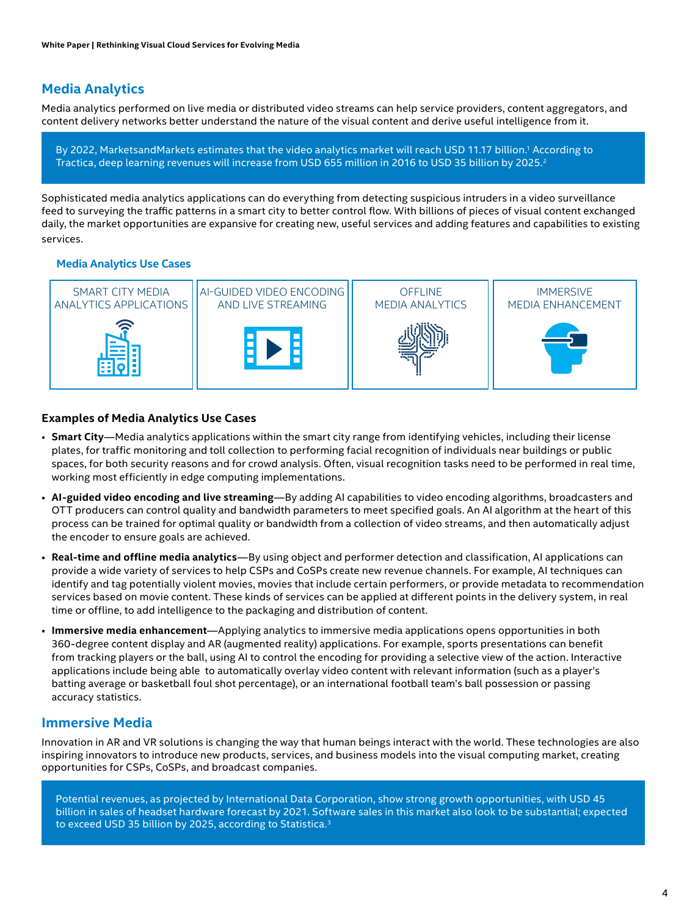## Media Analytics

Media analytics performed on live media or distributed video streams can help service providers, content aggregators, and content delivery networks better understand the nature of the visual content and derive useful intelligence from it.

> By 2022, MarketsandMarkets estimates that the video analytics market will reach USD 11.17 billion.[1] According to Tractica, deep learning revenues will increase from USD 655 million in 2016 to USD 35 billion by 2025.[2]

Sophisticated media analytics applications can do everything from detecting suspicious intruders in a video surveillance feed to surveying the traffic patterns in a smart city to better control flow. With billions of pieces of visual content exchanged daily, the market opportunities are expansive for creating new, useful services and adding features and capabilities to existing services.

### Media Analytics Use Cases

| SMART CITY MEDIA ANALYTICS APPLICATIONS | AI-GUIDED VIDEO ENCODING AND LIVE STREAMING | OFFLINE MEDIA ANALYTICS | IMMERSIVE MEDIA ENHANCEMENT |
|---|---|---|---|

### Examples of Media Analytics Use Cases

- **Smart City**—Media analytics applications within the smart city range from identifying vehicles, including their license plates, for traffic monitoring and toll collection to performing facial recognition of individuals near buildings or public spaces, for both security reasons and for crowd analysis. Often, visual recognition tasks need to be performed in real time, working most efficiently in edge computing implementations.
- **AI-guided video encoding and live streaming**—By adding AI capabilities to video encoding algorithms, broadcasters and OTT producers can control quality and bandwidth parameters to meet specified goals. An AI algorithm at the heart of this process can be trained for optimal quality or bandwidth from a collection of video streams, and then automatically adjust the encoder to ensure goals are achieved.
- **Real-time and offline media analytics**—By using object and performer detection and classification, AI applications can provide a wide variety of services to help CSPs and CoSPs create new revenue channels. For example, AI techniques can identify and tag potentially violent movies, movies that include certain performers, or provide metadata to recommendation services based on movie content. These kinds of services can be applied at different points in the delivery system, in real time or offline, to add intelligence to the packaging and distribution of content.
- **Immersive media enhancement**—Applying analytics to immersive media applications opens opportunities in both 360-degree content display and AR (augmented reality) applications. For example, sports presentations can benefit from tracking players or the ball, using AI to control the encoding for providing a selective view of the action. Interactive applications include being able to automatically overlay video content with relevant information (such as a player's batting average or basketball foul shot percentage), or an international football team's ball possession or passing accuracy statistics.

## Immersive Media

Innovation in AR and VR solutions is changing the way that human beings interact with the world. These technologies are also inspiring innovators to introduce new products, services, and business models into the visual computing market, creating opportunities for CSPs, CoSPs, and broadcast companies.

> Potential revenues, as projected by International Data Corporation, show strong growth opportunities, with USD 45 billion in sales of headset hardware forecast by 2021. Software sales in this market also look to be substantial; expected to exceed USD 35 billion by 2025, according to Statistica.[3]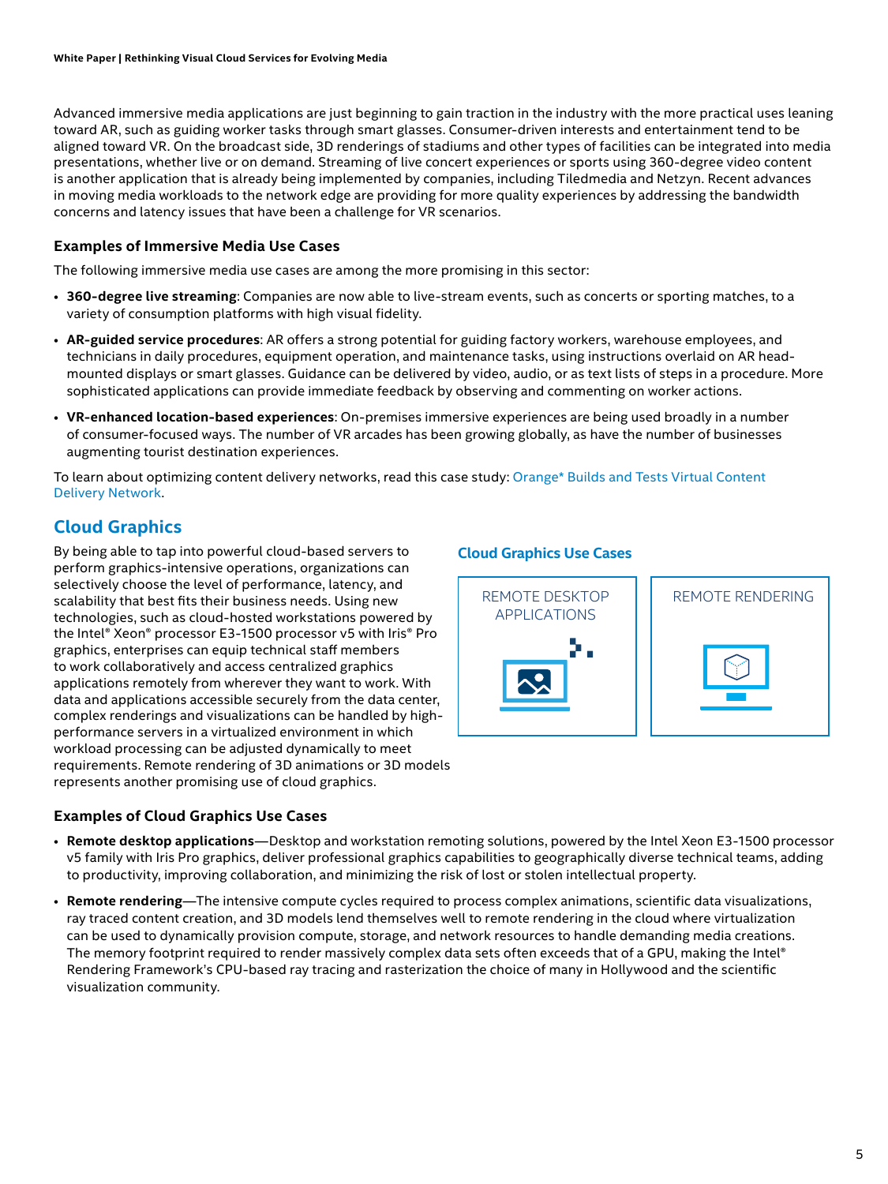Advanced immersive media applications are just beginning to gain traction in the industry with the more practical uses leaning toward AR, such as guiding worker tasks through smart glasses. Consumer-driven interests and entertainment tend to be aligned toward VR. On the broadcast side, 3D renderings of stadiums and other types of facilities can be integrated into media presentations, whether live or on demand. Streaming of live concert experiences or sports using 360-degree video content is another application that is already being implemented by companies, including Tiledmedia and Netzyn. Recent advances in moving media workloads to the network edge are providing for more quality experiences by addressing the bandwidth concerns and latency issues that have been a challenge for VR scenarios.

### Examples of Immersive Media Use Cases

The following immersive media use cases are among the more promising in this sector:

- **360-degree live streaming**: Companies are now able to live-stream events, such as concerts or sporting matches, to a variety of consumption platforms with high visual fidelity.
- **AR-guided service procedures**: AR offers a strong potential for guiding factory workers, warehouse employees, and technicians in daily procedures, equipment operation, and maintenance tasks, using instructions overlaid on AR head-mounted displays or smart glasses. Guidance can be delivered by video, audio, or as text lists of steps in a procedure. More sophisticated applications can provide immediate feedback by observing and commenting on worker actions.
- **VR-enhanced location-based experiences**: On-premises immersive experiences are being used broadly in a number of consumer-focused ways. The number of VR arcades has been growing globally, as have the number of businesses augmenting tourist destination experiences.

To learn about optimizing content delivery networks, read this case study: Orange* Builds and Tests Virtual Content Delivery Network.

## Cloud Graphics

By being able to tap into powerful cloud-based servers to perform graphics-intensive operations, organizations can selectively choose the level of performance, latency, and scalability that best fits their business needs. Using new technologies, such as cloud-hosted workstations powered by the Intel® Xeon® processor E3-1500 processor v5 with Iris® Pro graphics, enterprises can equip technical staff members to work collaboratively and access centralized graphics applications remotely from wherever they want to work. With data and applications accessible securely from the data center, complex renderings and visualizations can be handled by high-performance servers in a virtualized environment in which workload processing can be adjusted dynamically to meet requirements. Remote rendering of 3D animations or 3D models represents another promising use of cloud graphics.

**Cloud Graphics Use Cases**

REMOTE DESKTOP APPLICATIONS

REMOTE RENDERING

### Examples of Cloud Graphics Use Cases

- **Remote desktop applications**—Desktop and workstation remoting solutions, powered by the Intel Xeon E3-1500 processor v5 family with Iris Pro graphics, deliver professional graphics capabilities to geographically diverse technical teams, adding to productivity, improving collaboration, and minimizing the risk of lost or stolen intellectual property.
- **Remote rendering**—The intensive compute cycles required to process complex animations, scientific data visualizations, ray traced content creation, and 3D models lend themselves well to remote rendering in the cloud where virtualization can be used to dynamically provision compute, storage, and network resources to handle demanding media creations. The memory footprint required to render massively complex data sets often exceeds that of a GPU, making the Intel® Rendering Framework's CPU-based ray tracing and rasterization the choice of many in Hollywood and the scientific visualization community.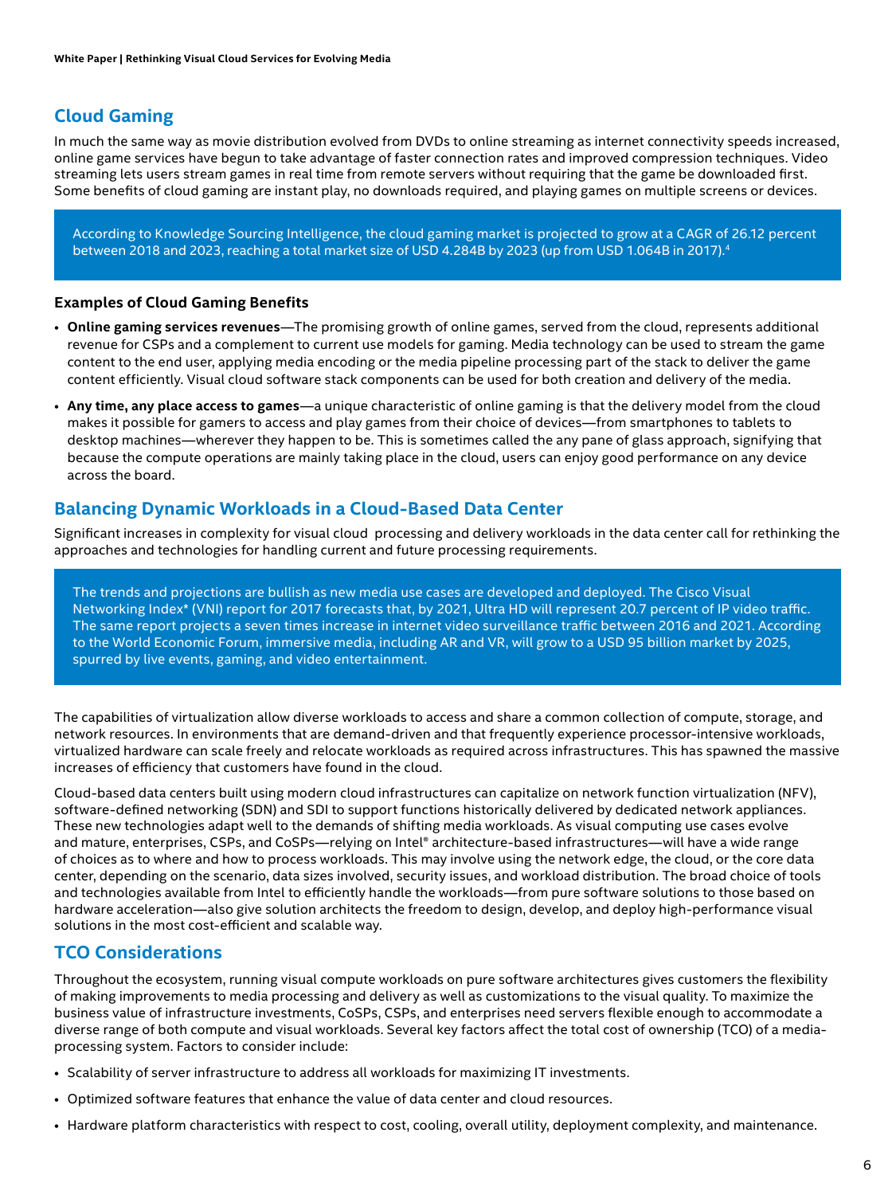## Cloud Gaming

In much the same way as movie distribution evolved from DVDs to online streaming as internet connectivity speeds increased, online game services have begun to take advantage of faster connection rates and improved compression techniques. Video streaming lets users stream games in real time from remote servers without requiring that the game be downloaded first. Some benefits of cloud gaming are instant play, no downloads required, and playing games on multiple screens or devices.

> According to Knowledge Sourcing Intelligence, the cloud gaming market is projected to grow at a CAGR of 26.12 percent between 2018 and 2023, reaching a total market size of USD 4.284B by 2023 (up from USD 1.064B in 2017).[4]

### Examples of Cloud Gaming Benefits

- **Online gaming services revenues**—The promising growth of online games, served from the cloud, represents additional revenue for CSPs and a complement to current use models for gaming. Media technology can be used to stream the game content to the end user, applying media encoding or the media pipeline processing part of the stack to deliver the game content efficiently. Visual cloud software stack components can be used for both creation and delivery of the media.
- **Any time, any place access to games**—a unique characteristic of online gaming is that the delivery model from the cloud makes it possible for gamers to access and play games from their choice of devices—from smartphones to tablets to desktop machines—wherever they happen to be. This is sometimes called the any pane of glass approach, signifying that because the compute operations are mainly taking place in the cloud, users can enjoy good performance on any device across the board.

## Balancing Dynamic Workloads in a Cloud-Based Data Center

Significant increases in complexity for visual cloud processing and delivery workloads in the data center call for rethinking the approaches and technologies for handling current and future processing requirements.

> The trends and projections are bullish as new media use cases are developed and deployed. The Cisco Visual Networking Index* (VNI) report for 2017 forecasts that, by 2021, Ultra HD will represent 20.7 percent of IP video traffic. The same report projects a seven times increase in internet video surveillance traffic between 2016 and 2021. According to the World Economic Forum, immersive media, including AR and VR, will grow to a USD 95 billion market by 2025, spurred by live events, gaming, and video entertainment.

The capabilities of virtualization allow diverse workloads to access and share a common collection of compute, storage, and network resources. In environments that are demand-driven and that frequently experience processor-intensive workloads, virtualized hardware can scale freely and relocate workloads as required across infrastructures. This has spawned the massive increases of efficiency that customers have found in the cloud.

Cloud-based data centers built using modern cloud infrastructures can capitalize on network function virtualization (NFV), software-defined networking (SDN) and SDI to support functions historically delivered by dedicated network appliances. These new technologies adapt well to the demands of shifting media workloads. As visual computing use cases evolve and mature, enterprises, CSPs, and CoSPs—relying on Intel® architecture-based infrastructures—will have a wide range of choices as to where and how to process workloads. This may involve using the network edge, the cloud, or the core data center, depending on the scenario, data sizes involved, security issues, and workload distribution. The broad choice of tools and technologies available from Intel to efficiently handle the workloads—from pure software solutions to those based on hardware acceleration—also give solution architects the freedom to design, develop, and deploy high-performance visual solutions in the most cost-efficient and scalable way.

## TCO Considerations

Throughout the ecosystem, running visual compute workloads on pure software architectures gives customers the flexibility of making improvements to media processing and delivery as well as customizations to the visual quality. To maximize the business value of infrastructure investments, CoSPs, CSPs, and enterprises need servers flexible enough to accommodate a diverse range of both compute and visual workloads. Several key factors affect the total cost of ownership (TCO) of a media-processing system. Factors to consider include:

- Scalability of server infrastructure to address all workloads for maximizing IT investments.
- Optimized software features that enhance the value of data center and cloud resources.
- Hardware platform characteristics with respect to cost, cooling, overall utility, deployment complexity, and maintenance.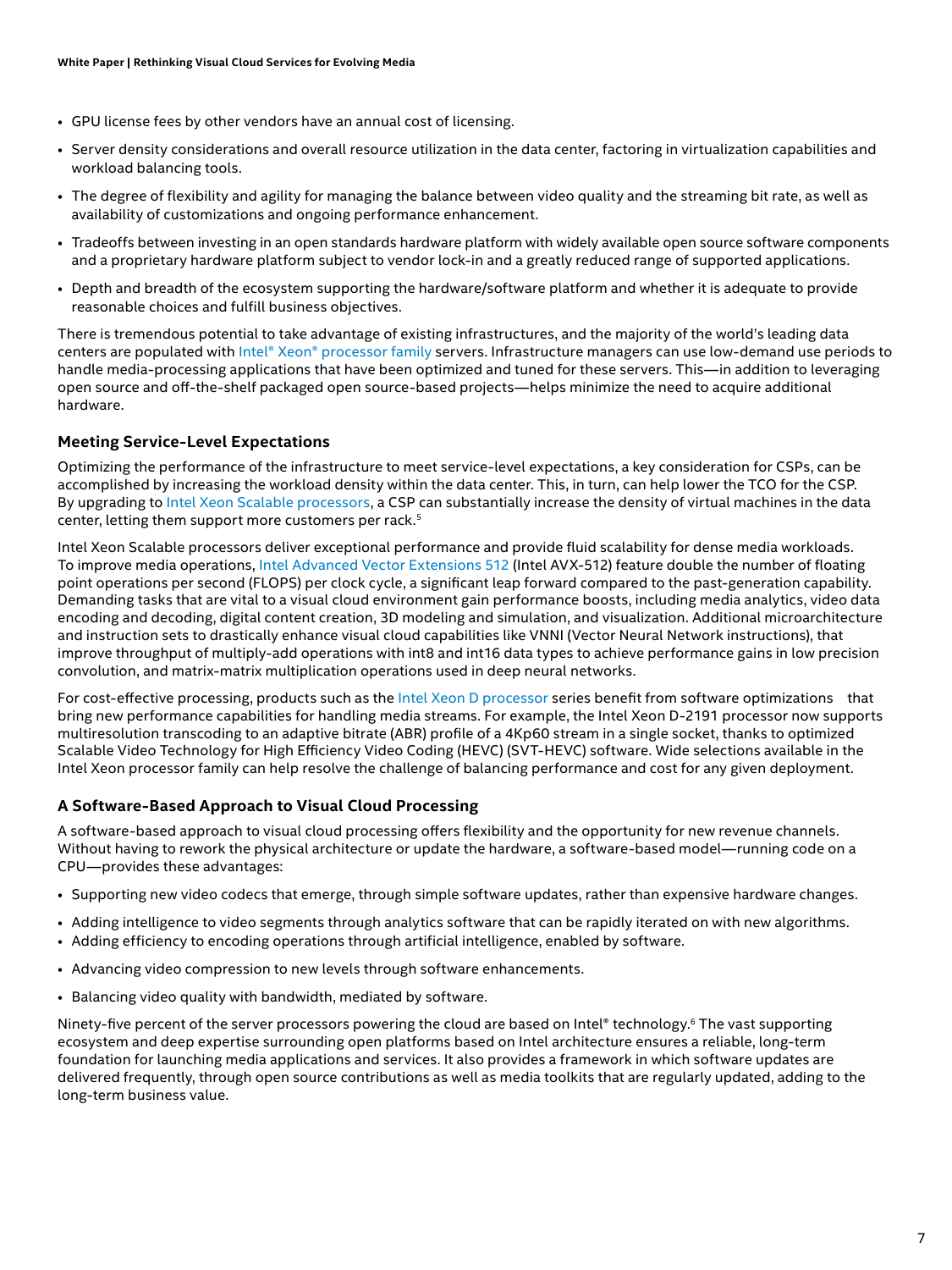- GPU license fees by other vendors have an annual cost of licensing.
- Server density considerations and overall resource utilization in the data center, factoring in virtualization capabilities and workload balancing tools.
- The degree of flexibility and agility for managing the balance between video quality and the streaming bit rate, as well as availability of customizations and ongoing performance enhancement.
- Tradeoffs between investing in an open standards hardware platform with widely available open source software components and a proprietary hardware platform subject to vendor lock-in and a greatly reduced range of supported applications.
- Depth and breadth of the ecosystem supporting the hardware/software platform and whether it is adequate to provide reasonable choices and fulfill business objectives.

There is tremendous potential to take advantage of existing infrastructures, and the majority of the world's leading data centers are populated with Intel® Xeon® processor family servers. Infrastructure managers can use low-demand use periods to handle media-processing applications that have been optimized and tuned for these servers. This—in addition to leveraging open source and off-the-shelf packaged open source-based projects—helps minimize the need to acquire additional hardware.

### Meeting Service-Level Expectations

Optimizing the performance of the infrastructure to meet service-level expectations, a key consideration for CSPs, can be accomplished by increasing the workload density within the data center. This, in turn, can help lower the TCO for the CSP. By upgrading to Intel Xeon Scalable processors, a CSP can substantially increase the density of virtual machines in the data center, letting them support more customers per rack.[5]

Intel Xeon Scalable processors deliver exceptional performance and provide fluid scalability for dense media workloads. To improve media operations, Intel Advanced Vector Extensions 512 (Intel AVX-512) feature double the number of floating point operations per second (FLOPS) per clock cycle, a significant leap forward compared to the past-generation capability. Demanding tasks that are vital to a visual cloud environment gain performance boosts, including media analytics, video data encoding and decoding, digital content creation, 3D modeling and simulation, and visualization. Additional microarchitecture and instruction sets to drastically enhance visual cloud capabilities like VNNI (Vector Neural Network instructions), that improve throughput of multiply-add operations with int8 and int16 data types to achieve performance gains in low precision convolution, and matrix-matrix multiplication operations used in deep neural networks.

For cost-effective processing, products such as the Intel Xeon D processor series benefit from software optimizations that bring new performance capabilities for handling media streams. For example, the Intel Xeon D-2191 processor now supports multiresolution transcoding to an adaptive bitrate (ABR) profile of a 4Kp60 stream in a single socket, thanks to optimized Scalable Video Technology for High Efficiency Video Coding (HEVC) (SVT-HEVC) software. Wide selections available in the Intel Xeon processor family can help resolve the challenge of balancing performance and cost for any given deployment.

### A Software-Based Approach to Visual Cloud Processing

A software-based approach to visual cloud processing offers flexibility and the opportunity for new revenue channels. Without having to rework the physical architecture or update the hardware, a software-based model—running code on a CPU—provides these advantages:

- Supporting new video codecs that emerge, through simple software updates, rather than expensive hardware changes.
- Adding intelligence to video segments through analytics software that can be rapidly iterated on with new algorithms.
- Adding efficiency to encoding operations through artificial intelligence, enabled by software.
- Advancing video compression to new levels through software enhancements.
- Balancing video quality with bandwidth, mediated by software.

Ninety-five percent of the server processors powering the cloud are based on Intel® technology.[6] The vast supporting ecosystem and deep expertise surrounding open platforms based on Intel architecture ensures a reliable, long-term foundation for launching media applications and services. It also provides a framework in which software updates are delivered frequently, through open source contributions as well as media toolkits that are regularly updated, adding to the long-term business value.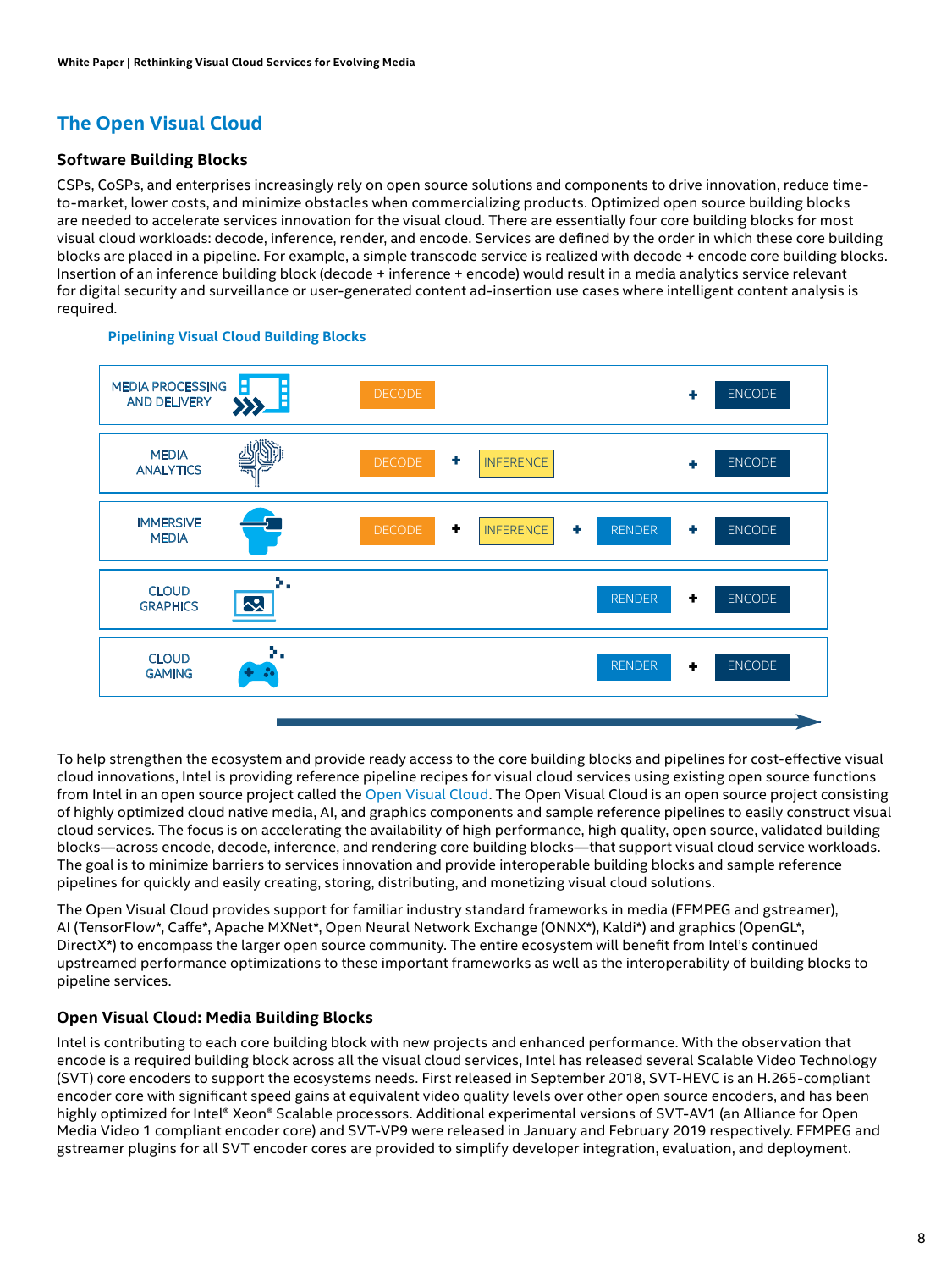## The Open Visual Cloud

### Software Building Blocks

CSPs, CoSPs, and enterprises increasingly rely on open source solutions and components to drive innovation, reduce time-to-market, lower costs, and minimize obstacles when commercializing products. Optimized open source building blocks are needed to accelerate services innovation for the visual cloud. There are essentially four core building blocks for most visual cloud workloads: decode, inference, render, and encode. Services are defined by the order in which these core building blocks are placed in a pipeline. For example, a simple transcode service is realized with decode + encode core building blocks. Insertion of an inference building block (decode + inference + encode) would result in a media analytics service relevant for digital security and surveillance or user-generated content ad-insertion use cases where intelligent content analysis is required.

**Pipelining Visual Cloud Building Blocks**

| Service | Pipeline |
| --- | --- |
| MEDIA PROCESSING AND DELIVERY | DECODE + ENCODE |
| MEDIA ANALYTICS | DECODE + INFERENCE + ENCODE |
| IMMERSIVE MEDIA | DECODE + INFERENCE + RENDER + ENCODE |
| CLOUD GRAPHICS | RENDER + ENCODE |
| CLOUD GAMING | RENDER + ENCODE |

To help strengthen the ecosystem and provide ready access to the core building blocks and pipelines for cost-effective visual cloud innovations, Intel is providing reference pipeline recipes for visual cloud services using existing open source functions from Intel in an open source project called the Open Visual Cloud. The Open Visual Cloud is an open source project consisting of highly optimized cloud native media, AI, and graphics components and sample reference pipelines to easily construct visual cloud services. The focus is on accelerating the availability of high performance, high quality, open source, validated building blocks—across encode, decode, inference, and rendering core building blocks—that support visual cloud service workloads. The goal is to minimize barriers to services innovation and provide interoperable building blocks and sample reference pipelines for quickly and easily creating, storing, distributing, and monetizing visual cloud solutions.

The Open Visual Cloud provides support for familiar industry standard frameworks in media (FFMPEG and gstreamer), AI (TensorFlow*, Caffe*, Apache MXNet*, Open Neural Network Exchange (ONNX*), Kaldi*) and graphics (OpenGL*, DirectX*) to encompass the larger open source community. The entire ecosystem will benefit from Intel's continued upstreamed performance optimizations to these important frameworks as well as the interoperability of building blocks to pipeline services.

### Open Visual Cloud: Media Building Blocks

Intel is contributing to each core building block with new projects and enhanced performance. With the observation that encode is a required building block across all the visual cloud services, Intel has released several Scalable Video Technology (SVT) core encoders to support the ecosystems needs. First released in September 2018, SVT-HEVC is an H.265-compliant encoder core with significant speed gains at equivalent video quality levels over other open source encoders, and has been highly optimized for Intel® Xeon® Scalable processors. Additional experimental versions of SVT-AV1 (an Alliance for Open Media Video 1 compliant encoder core) and SVT-VP9 were released in January and February 2019 respectively. FFMPEG and gstreamer plugins for all SVT encoder cores are provided to simplify developer integration, evaluation, and deployment.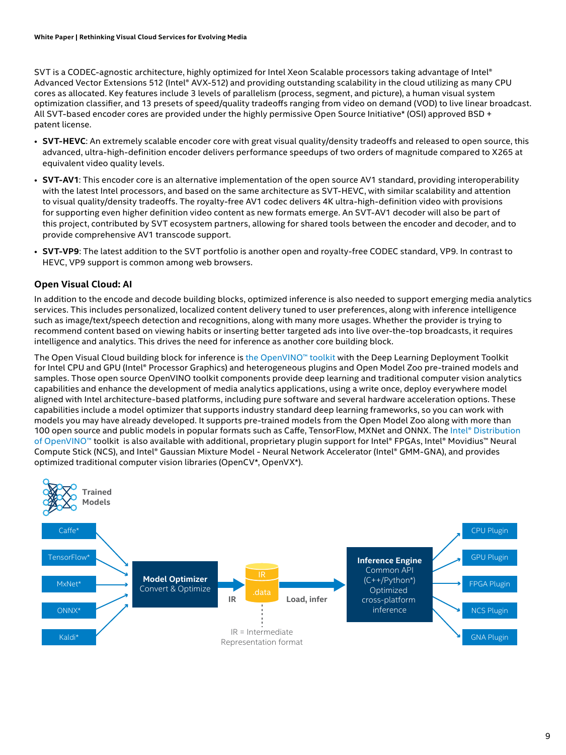SVT is a CODEC-agnostic architecture, highly optimized for Intel Xeon Scalable processors taking advantage of Intel® Advanced Vector Extensions 512 (Intel® AVX-512) and providing outstanding scalability in the cloud utilizing as many CPU cores as allocated. Key features include 3 levels of parallelism (process, segment, and picture), a human visual system optimization classifier, and 13 presets of speed/quality tradeoffs ranging from video on demand (VOD) to live linear broadcast. All SVT-based encoder cores are provided under the highly permissive Open Source Initiative* (OSI) approved BSD + patent license.

- **SVT-HEVC**: An extremely scalable encoder core with great visual quality/density tradeoffs and released to open source, this advanced, ultra-high-definition encoder delivers performance speedups of two orders of magnitude compared to X265 at equivalent video quality levels.
- **SVT-AV1**: This encoder core is an alternative implementation of the open source AV1 standard, providing interoperability with the latest Intel processors, and based on the same architecture as SVT-HEVC, with similar scalability and attention to visual quality/density tradeoffs. The royalty-free AV1 codec delivers 4K ultra-high-definition video with provisions for supporting even higher definition video content as new formats emerge. An SVT-AV1 decoder will also be part of this project, contributed by SVT ecosystem partners, allowing for shared tools between the encoder and decoder, and to provide comprehensive AV1 transcode support.
- **SVT-VP9**: The latest addition to the SVT portfolio is another open and royalty-free CODEC standard, VP9. In contrast to HEVC, VP9 support is common among web browsers.

### Open Visual Cloud: AI

In addition to the encode and decode building blocks, optimized inference is also needed to support emerging media analytics services. This includes personalized, localized content delivery tuned to user preferences, along with inference intelligence such as image/text/speech detection and recognitions, along with many more usages. Whether the provider is trying to recommend content based on viewing habits or inserting better targeted ads into live over-the-top broadcasts, it requires intelligence and analytics. This drives the need for inference as another core building block.

The Open Visual Cloud building block for inference is the OpenVINO™ toolkit with the Deep Learning Deployment Toolkit for Intel CPU and GPU (Intel® Processor Graphics) and heterogeneous plugins and Open Model Zoo pre-trained models and samples. Those open source OpenVINO toolkit components provide deep learning and traditional computer vision analytics capabilities and enhance the development of media analytics applications, using a write once, deploy everywhere model aligned with Intel architecture-based platforms, including pure software and several hardware acceleration options. These capabilities include a model optimizer that supports industry standard deep learning frameworks, so you can work with models you may have already developed. It supports pre-trained models from the Open Model Zoo along with more than 100 open source and public models in popular formats such as Caffe, TensorFlow, MXNet and ONNX. The Intel® Distribution of OpenVINO™ toolkit is also available with additional, proprietary plugin support for Intel® FPGAs, Intel® Movidius™ Neural Compute Stick (NCS), and Intel® Gaussian Mixture Model - Neural Network Accelerator (Intel® GMM-GNA), and provides optimized traditional computer vision libraries (OpenCV*, OpenVX*).

Trained Models

Caffe* | TensorFlow* | MxNet* | ONNX* | Kaldi*

**Model Optimizer** Convert & Optimize → IR → IR .data → Load, infer → **Inference Engine** Common API (C++/Python*) Optimized cross-platform inference

CPU Plugin | GPU Plugin | FPGA Plugin | NCS Plugin | GNA Plugin

IR = Intermediate Representation format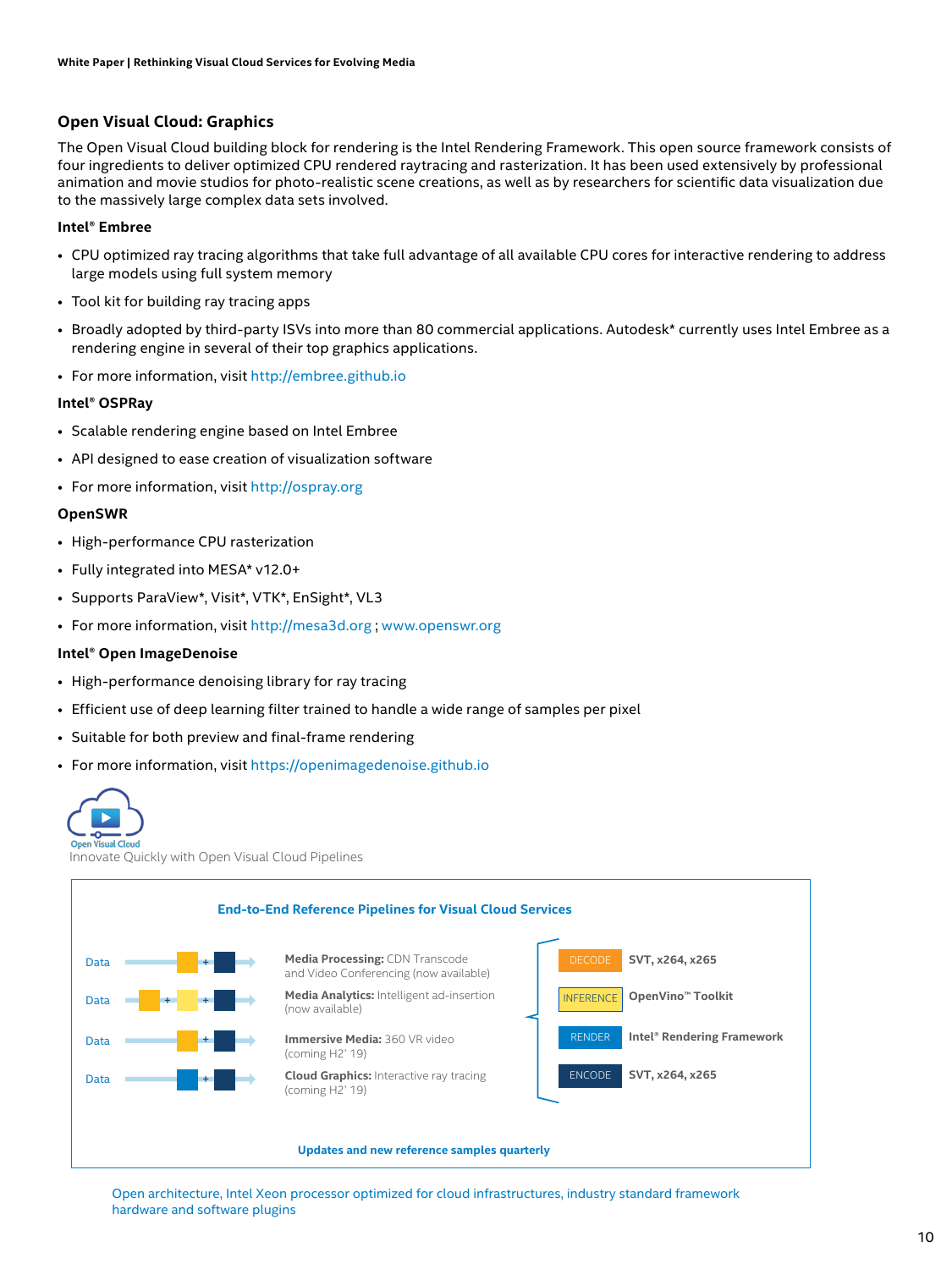## Open Visual Cloud: Graphics

The Open Visual Cloud building block for rendering is the Intel Rendering Framework. This open source framework consists of four ingredients to deliver optimized CPU rendered raytracing and rasterization. It has been used extensively by professional animation and movie studios for photo-realistic scene creations, as well as by researchers for scientific data visualization due to the massively large complex data sets involved.

**Intel® Embree**

- CPU optimized ray tracing algorithms that take full advantage of all available CPU cores for interactive rendering to address large models using full system memory
- Tool kit for building ray tracing apps
- Broadly adopted by third-party ISVs into more than 80 commercial applications. Autodesk* currently uses Intel Embree as a rendering engine in several of their top graphics applications.
- For more information, visit http://embree.github.io

**Intel® OSPRay**

- Scalable rendering engine based on Intel Embree
- API designed to ease creation of visualization software
- For more information, visit http://ospray.org

**OpenSWR**

- High-performance CPU rasterization
- Fully integrated into MESA* v12.0+
- Supports ParaView*, Visit*, VTK*, EnSight*, VL3
- For more information, visit http://mesa3d.org ; www.openswr.org

**Intel® Open ImageDenoise**

- High-performance denoising library for ray tracing
- Efficient use of deep learning filter trained to handle a wide range of samples per pixel
- Suitable for both preview and final-frame rendering
- For more information, visit https://openimagedenoise.github.io

Open Visual Cloud

Innovate Quickly with Open Visual Cloud Pipelines

**End-to-End Reference Pipelines for Visual Cloud Services**

| | Pipeline | Stage | Component |
|---|---|---|---|
| Data | **Media Processing:** CDN Transcode and Video Conferencing (now available) | DECODE | **SVT, x264, x265** |
| Data | **Media Analytics:** Intelligent ad-insertion (now available) | INFERENCE | **OpenVino™ Toolkit** |
| Data | **Immersive Media:** 360 VR video (coming H2' 19) | RENDER | **Intel® Rendering Framework** |
| Data | **Cloud Graphics:** Interactive ray tracing (coming H2' 19) | ENCODE | **SVT, x264, x265** |

**Updates and new reference samples quarterly**

Open architecture, Intel Xeon processor optimized for cloud infrastructures, industry standard framework hardware and software plugins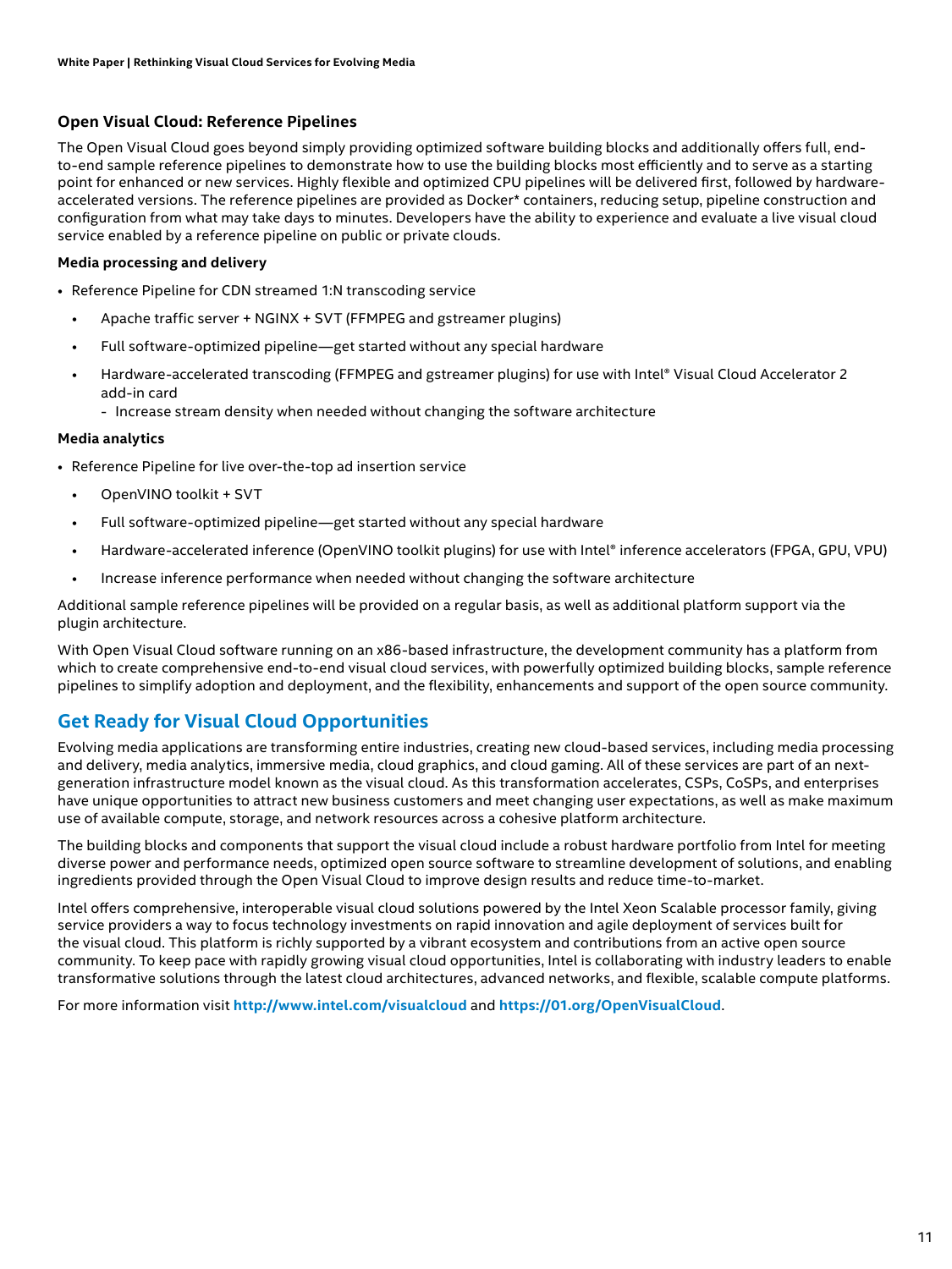### Open Visual Cloud: Reference Pipelines

The Open Visual Cloud goes beyond simply providing optimized software building blocks and additionally offers full, end-to-end sample reference pipelines to demonstrate how to use the building blocks most efficiently and to serve as a starting point for enhanced or new services. Highly flexible and optimized CPU pipelines will be delivered first, followed by hardware-accelerated versions. The reference pipelines are provided as Docker* containers, reducing setup, pipeline construction and configuration from what may take days to minutes. Developers have the ability to experience and evaluate a live visual cloud service enabled by a reference pipeline on public or private clouds.

**Media processing and delivery**

- Reference Pipeline for CDN streamed 1:N transcoding service
  - Apache traffic server + NGINX + SVT (FFMPEG and gstreamer plugins)
  - Full software-optimized pipeline—get started without any special hardware
  - Hardware-accelerated transcoding (FFMPEG and gstreamer plugins) for use with Intel® Visual Cloud Accelerator 2 add-in card
    - Increase stream density when needed without changing the software architecture

**Media analytics**

- Reference Pipeline for live over-the-top ad insertion service
  - OpenVINO toolkit + SVT
  - Full software-optimized pipeline—get started without any special hardware
  - Hardware-accelerated inference (OpenVINO toolkit plugins) for use with Intel® inference accelerators (FPGA, GPU, VPU)
  - Increase inference performance when needed without changing the software architecture

Additional sample reference pipelines will be provided on a regular basis, as well as additional platform support via the plugin architecture.

With Open Visual Cloud software running on an x86-based infrastructure, the development community has a platform from which to create comprehensive end-to-end visual cloud services, with powerfully optimized building blocks, sample reference pipelines to simplify adoption and deployment, and the flexibility, enhancements and support of the open source community.

## Get Ready for Visual Cloud Opportunities

Evolving media applications are transforming entire industries, creating new cloud-based services, including media processing and delivery, media analytics, immersive media, cloud graphics, and cloud gaming. All of these services are part of an next-generation infrastructure model known as the visual cloud. As this transformation accelerates, CSPs, CoSPs, and enterprises have unique opportunities to attract new business customers and meet changing user expectations, as well as make maximum use of available compute, storage, and network resources across a cohesive platform architecture.

The building blocks and components that support the visual cloud include a robust hardware portfolio from Intel for meeting diverse power and performance needs, optimized open source software to streamline development of solutions, and enabling ingredients provided through the Open Visual Cloud to improve design results and reduce time-to-market.

Intel offers comprehensive, interoperable visual cloud solutions powered by the Intel Xeon Scalable processor family, giving service providers a way to focus technology investments on rapid innovation and agile deployment of services built for the visual cloud. This platform is richly supported by a vibrant ecosystem and contributions from an active open source community. To keep pace with rapidly growing visual cloud opportunities, Intel is collaborating with industry leaders to enable transformative solutions through the latest cloud architectures, advanced networks, and flexible, scalable compute platforms.

For more information visit **http://www.intel.com/visualcloud** and **https://01.org/OpenVisualCloud**.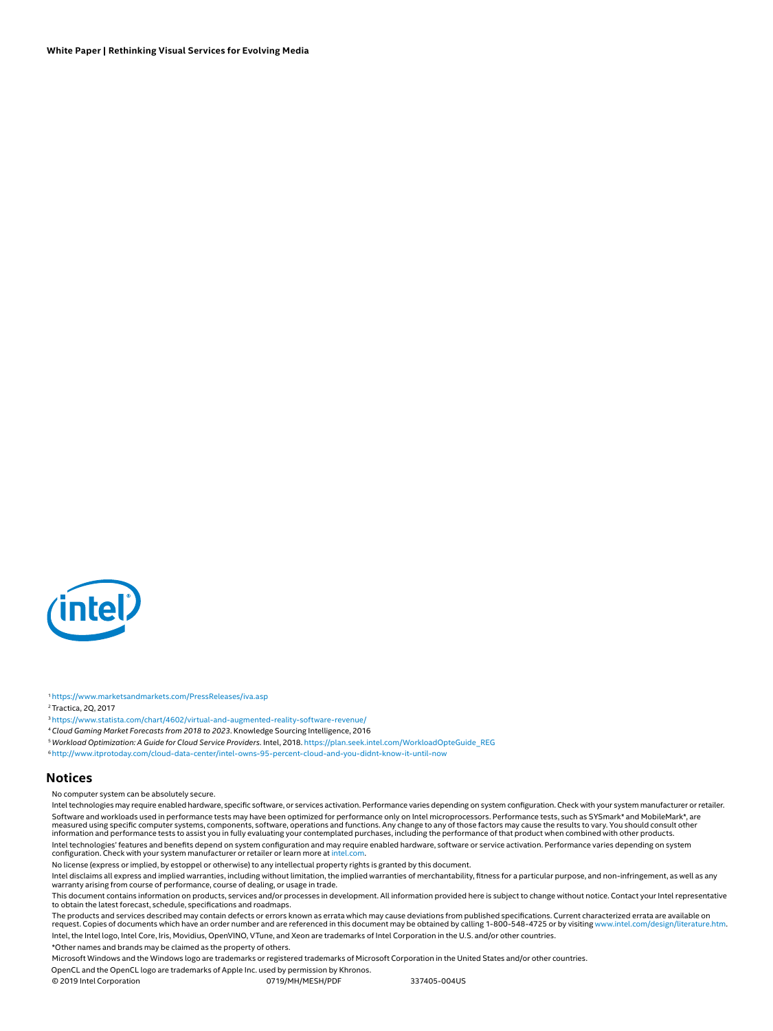[1] https://www.marketsandmarkets.com/PressReleases/iva.asp

[2] Tractica, 2Q, 2017

[3] https://www.statista.com/chart/4602/virtual-and-augmented-reality-software-revenue/

[4] *Cloud Gaming Market Forecasts from 2018 to 2023*. Knowledge Sourcing Intelligence, 2016

[5] *Workload Optimization: A Guide for Cloud Service Providers*. Intel, 2018. https://plan.seek.intel.com/WorkloadOpteGuide_REG

[6] http://www.itprotoday.com/cloud-data-center/intel-owns-95-percent-cloud-and-you-didnt-know-it-until-now

## Notices

No computer system can be absolutely secure.

Intel technologies may require enabled hardware, specific software, or services activation. Performance varies depending on system configuration. Check with your system manufacturer or retailer.

Software and workloads used in performance tests may have been optimized for performance only on Intel microprocessors. Performance tests, such as SYSmark* and MobileMark*, are measured using specific computer systems, components, software, operations and functions. Any change to any of those factors may cause the results to vary. You should consult other information and performance tests to assist you in fully evaluating your contemplated purchases, including the performance of that product when combined with other products.

Intel technologies' features and benefits depend on system configuration and may require enabled hardware, software or service activation. Performance varies depending on system configuration. Check with your system manufacturer or retailer or learn more at intel.com.

No license (express or implied, by estoppel or otherwise) to any intellectual property rights is granted by this document.

Intel disclaims all express and implied warranties, including without limitation, the implied warranties of merchantability, fitness for a particular purpose, and non-infringement, as well as any warranty arising from course of performance, course of dealing, or usage in trade.

This document contains information on products, services and/or processes in development. All information provided here is subject to change without notice. Contact your Intel representative to obtain the latest forecast, schedule, specifications and roadmaps.

The products and services described may contain defects or errors known as errata which may cause deviations from published specifications. Current characterized errata are available on request. Copies of documents which have an order number and are referenced in this document may be obtained by calling 1-800-548-4725 or by visiting www.intel.com/design/literature.htm.

Intel, the Intel logo, Intel Core, Iris, Movidius, OpenVINO, VTune, and Xeon are trademarks of Intel Corporation in the U.S. and/or other countries.

*Other names and brands may be claimed as the property of others.

Microsoft Windows and the Windows logo are trademarks or registered trademarks of Microsoft Corporation in the United States and/or other countries.

OpenCL and the OpenCL logo are trademarks of Apple Inc. used by permission by Khronos.

© 2019 Intel Corporation 0719/MH/MESH/PDF 337405-004US